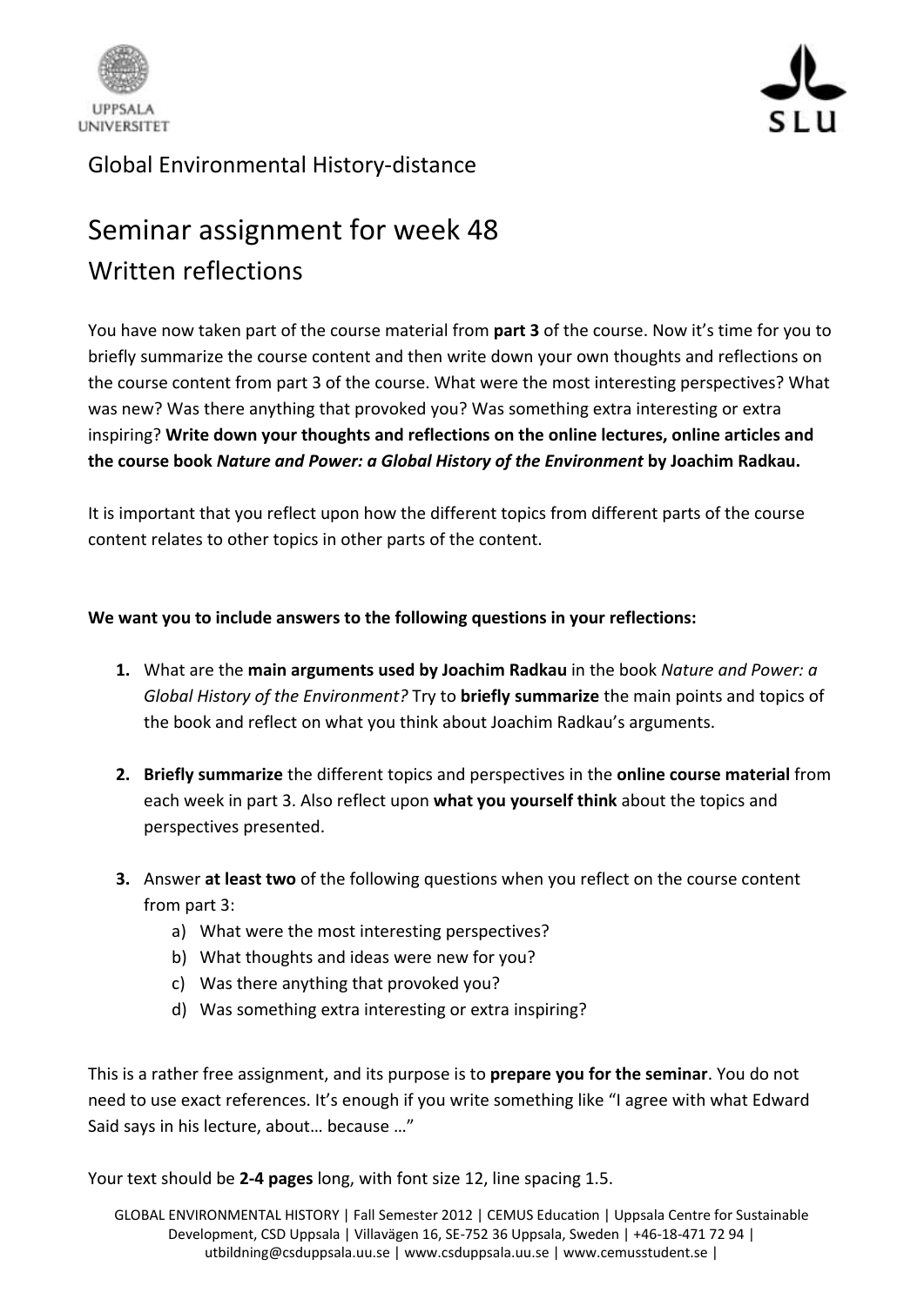Global Environmental History-distance

# Seminar assignment for week 48

## Written reflections

You have now taken part of the course material from **part 3** of the course. Now it's time for you to briefly summarize the course content and then write down your own thoughts and reflections on the course content from part 3 of the course. What were the most interesting perspectives? What was new? Was there anything that provoked you? Was something extra interesting or extra inspiring? **Write down your thoughts and reflections on the online lectures, online articles and the course book *Nature and Power: a Global History of the Environment* by Joachim Radkau.**

It is important that you reflect upon how the different topics from different parts of the course content relates to other topics in other parts of the content.

**We want you to include answers to the following questions in your reflections:**

1. What are the **main arguments used by Joachim Radkau** in the book *Nature and Power: a Global History of the Environment?* Try to **briefly summarize** the main points and topics of the book and reflect on what you think about Joachim Radkau's arguments.

2. **Briefly summarize** the different topics and perspectives in the **online course material** from each week in part 3. Also reflect upon **what you yourself think** about the topics and perspectives presented.

3. Answer **at least two** of the following questions when you reflect on the course content from part 3:
   a) What were the most interesting perspectives?
   b) What thoughts and ideas were new for you?
   c) Was there anything that provoked you?
   d) Was something extra interesting or extra inspiring?

This is a rather free assignment, and its purpose is to **prepare you for the seminar**. You do not need to use exact references. It's enough if you write something like "I agree with what Edward Said says in his lecture, about… because …"

Your text should be **2-4 pages** long, with font size 12, line spacing 1.5.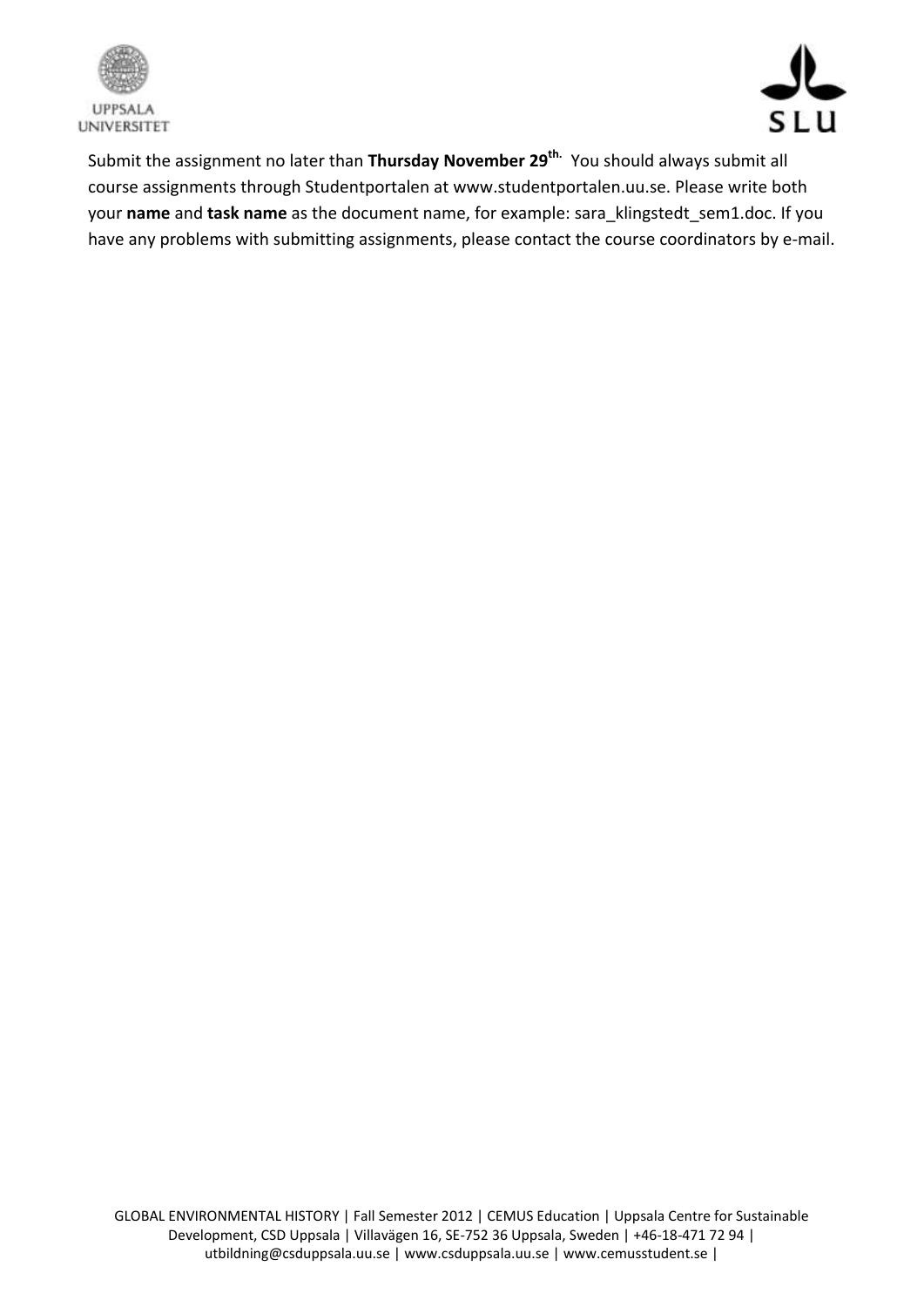Submit the assignment no later than **Thursday November 29th.** You should always submit all course assignments through Studentportalen at www.studentportalen.uu.se. Please write both your **name** and **task name** as the document name, for example: sara_klingstedt_sem1.doc. If you have any problems with submitting assignments, please contact the course coordinators by e-mail.